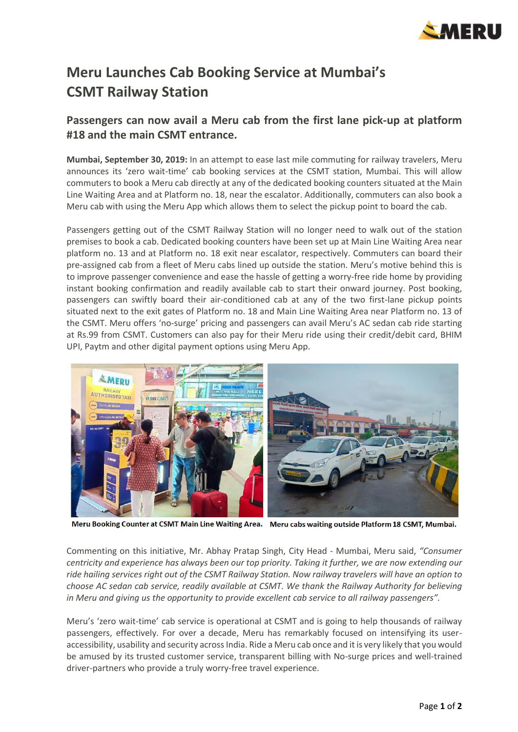# Meru Launches Cab Booking Service at Mumbai's CSMT Railway Station

## Passengers can now avail a Meru cab from the first lane pick-up at platform #18 and the main CSMT entrance.

**Mumbai, September 30, 2019:** In an attempt to ease last mile commuting for railway travelers, Meru announces its 'zero wait-time' cab booking services at the CSMT station, Mumbai. This will allow commuters to book a Meru cab directly at any of the dedicated booking counters situated at the Main Line Waiting Area and at Platform no. 18, near the escalator. Additionally, commuters can also book a Meru cab with using the Meru App which allows them to select the pickup point to board the cab.

Passengers getting out of the CSMT Railway Station will no longer need to walk out of the station premises to book a cab. Dedicated booking counters have been set up at Main Line Waiting Area near platform no. 13 and at Platform no. 18 exit near escalator, respectively. Commuters can board their pre-assigned cab from a fleet of Meru cabs lined up outside the station. Meru's motive behind this is to improve passenger convenience and ease the hassle of getting a worry-free ride home by providing instant booking confirmation and readily available cab to start their onward journey. Post booking, passengers can swiftly board their air-conditioned cab at any of the two first-lane pickup points situated next to the exit gates of Platform no. 18 and Main Line Waiting Area near Platform no. 13 of the CSMT. Meru offers 'no-surge' pricing and passengers can avail Meru's AC sedan cab ride starting at Rs.99 from CSMT. Customers can also pay for their Meru ride using their credit/debit card, BHIM UPI, Paytm and other digital payment options using Meru App.

**Meru Booking Counter at CSMT Main Line Waiting Area.** **Meru cabs waiting outside Platform 18 CSMT, Mumbai.**

Commenting on this initiative, Mr. Abhay Pratap Singh, City Head - Mumbai, Meru said, *"Consumer centricity and experience has always been our top priority. Taking it further, we are now extending our ride hailing services right out of the CSMT Railway Station. Now railway travelers will have an option to choose AC sedan cab service, readily available at CSMT. We thank the Railway Authority for believing in Meru and giving us the opportunity to provide excellent cab service to all railway passengers".*

Meru's 'zero wait-time' cab service is operational at CSMT and is going to help thousands of railway passengers, effectively. For over a decade, Meru has remarkably focused on intensifying its user-accessibility, usability and security across India. Ride a Meru cab once and it is very likely that you would be amused by its trusted customer service, transparent billing with No-surge prices and well-trained driver-partners who provide a truly worry-free travel experience.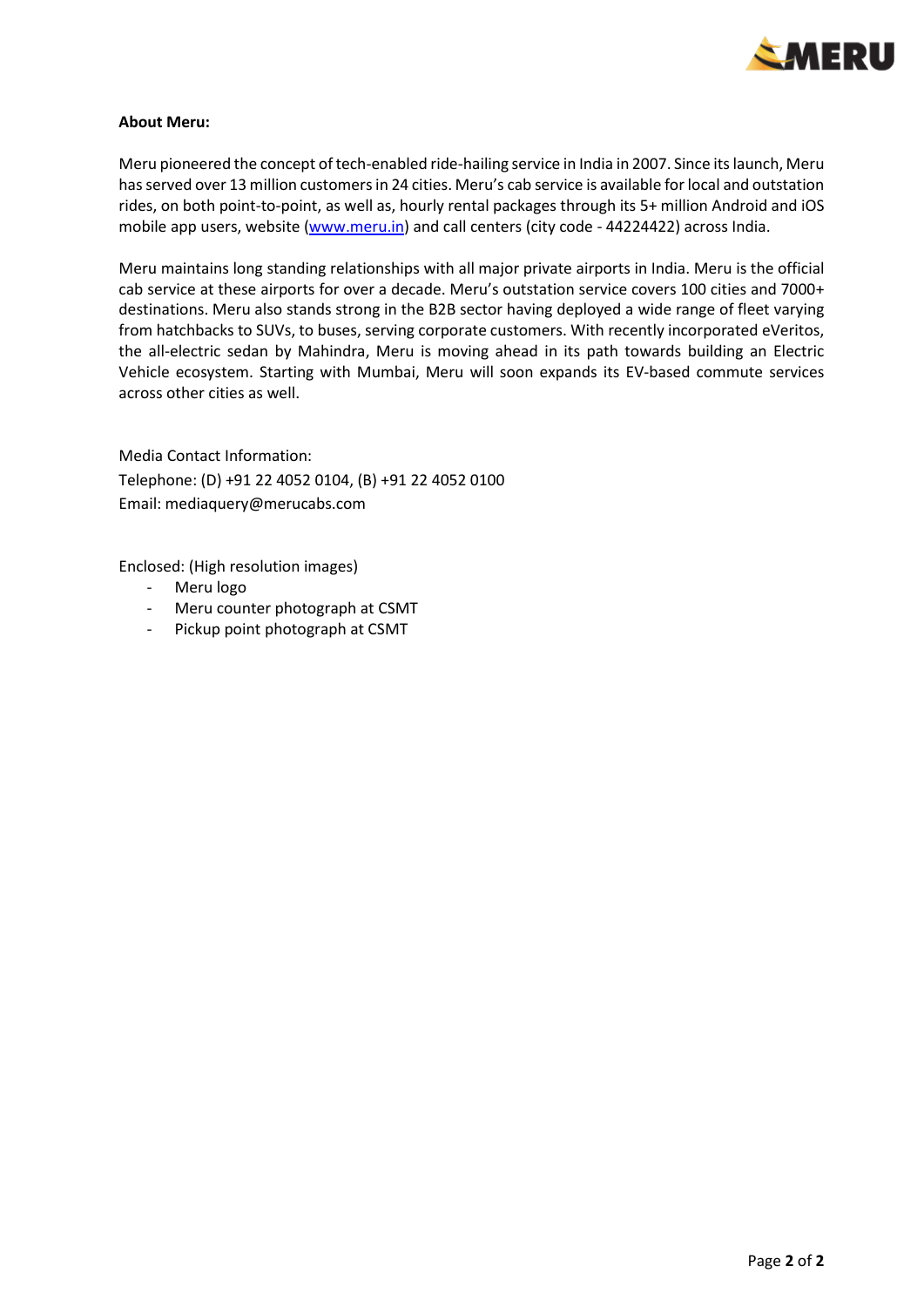**About Meru:**

Meru pioneered the concept of tech-enabled ride-hailing service in India in 2007. Since its launch, Meru has served over 13 million customers in 24 cities. Meru's cab service is available for local and outstation rides, on both point-to-point, as well as, hourly rental packages through its 5+ million Android and iOS mobile app users, website ([www.meru.in](http://www.meru.in)) and call centers (city code - 44224422) across India.

Meru maintains long standing relationships with all major private airports in India. Meru is the official cab service at these airports for over a decade. Meru's outstation service covers 100 cities and 7000+ destinations. Meru also stands strong in the B2B sector having deployed a wide range of fleet varying from hatchbacks to SUVs, to buses, serving corporate customers. With recently incorporated eVeritos, the all-electric sedan by Mahindra, Meru is moving ahead in its path towards building an Electric Vehicle ecosystem. Starting with Mumbai, Meru will soon expands its EV-based commute services across other cities as well.

Media Contact Information:
Telephone: (D) +91 22 4052 0104, (B) +91 22 4052 0100
Email: mediaquery@merucabs.com

Enclosed: (High resolution images)

- Meru logo
- Meru counter photograph at CSMT
- Pickup point photograph at CSMT